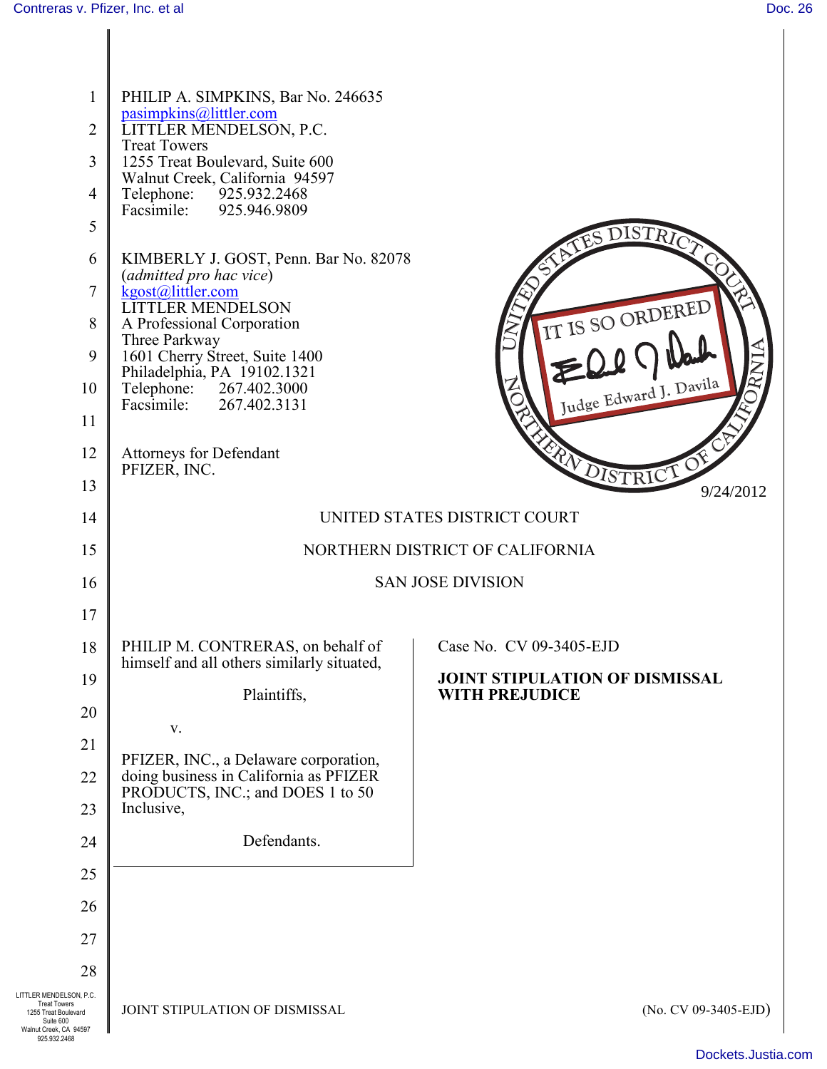PHILIP A. SIMPKINS, Bar No. 246635
pasimpkins@littler.com
LITTLER MENDELSON, P.C.
Treat Towers
1255 Treat Boulevard, Suite 600
Walnut Creek, California 94597
Telephone: 925.932.2468
Facsimile: 925.946.9809

KIMBERLY J. GOST, Penn. Bar No. 82078
(*admitted pro hac vice*)
kgost@littler.com
LITTLER MENDELSON
A Professional Corporation
Three Parkway
1601 Cherry Street, Suite 1400
Philadelphia, PA 19102.1321
Telephone: 267.402.3000
Facsimile: 267.402.3131

Attorneys for Defendant
PFIZER, INC.

UNITED STATES DISTRICT COURT
NORTHERN DISTRICT OF CALIFORNIA
IT IS SO ORDERED
Judge Edward J. Davila
9/24/2012

UNITED STATES DISTRICT COURT

NORTHERN DISTRICT OF CALIFORNIA

SAN JOSE DIVISION

PHILIP M. CONTRERAS, on behalf of himself and all others similarly situated,

Plaintiffs,

v.

PFIZER, INC., a Delaware corporation, doing business in California as PFIZER PRODUCTS, INC.; and DOES 1 to 50 Inclusive,

Defendants.

Case No. CV 09-3405-EJD

**JOINT STIPULATION OF DISMISSAL WITH PREJUDICE**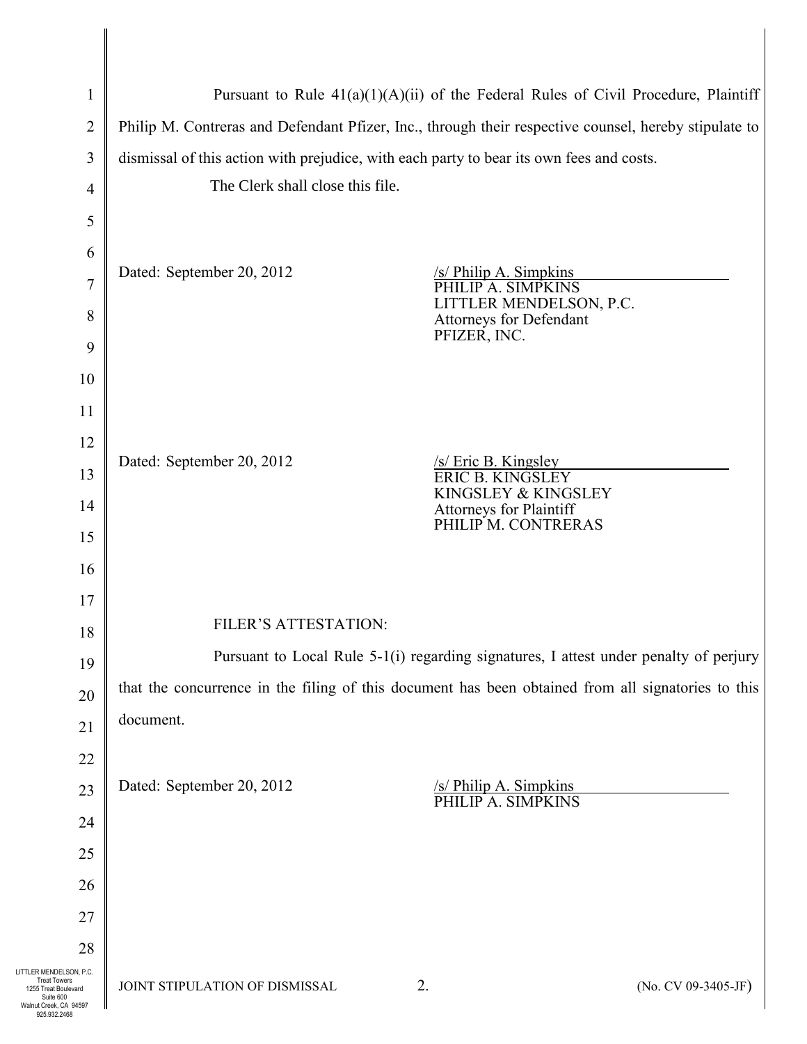Pursuant to Rule 41(a)(1)(A)(ii) of the Federal Rules of Civil Procedure, Plaintiff Philip M. Contreras and Defendant Pfizer, Inc., through their respective counsel, hereby stipulate to dismissal of this action with prejudice, with each party to bear its own fees and costs.

The Clerk shall close this file.

Dated: September 20, 2012

/s/ Philip A. Simpkins
PHILIP A. SIMPKINS
LITTLER MENDELSON, P.C.
Attorneys for Defendant
PFIZER, INC.

Dated: September 20, 2012

/s/ Eric B. Kingsley
ERIC B. KINGSLEY
KINGSLEY & KINGSLEY
Attorneys for Plaintiff
PHILIP M. CONTRERAS

FILER'S ATTESTATION:

Pursuant to Local Rule 5-1(i) regarding signatures, I attest under penalty of perjury that the concurrence in the filing of this document has been obtained from all signatories to this document.

Dated: September 20, 2012

/s/ Philip A. Simpkins
PHILIP A. SIMPKINS